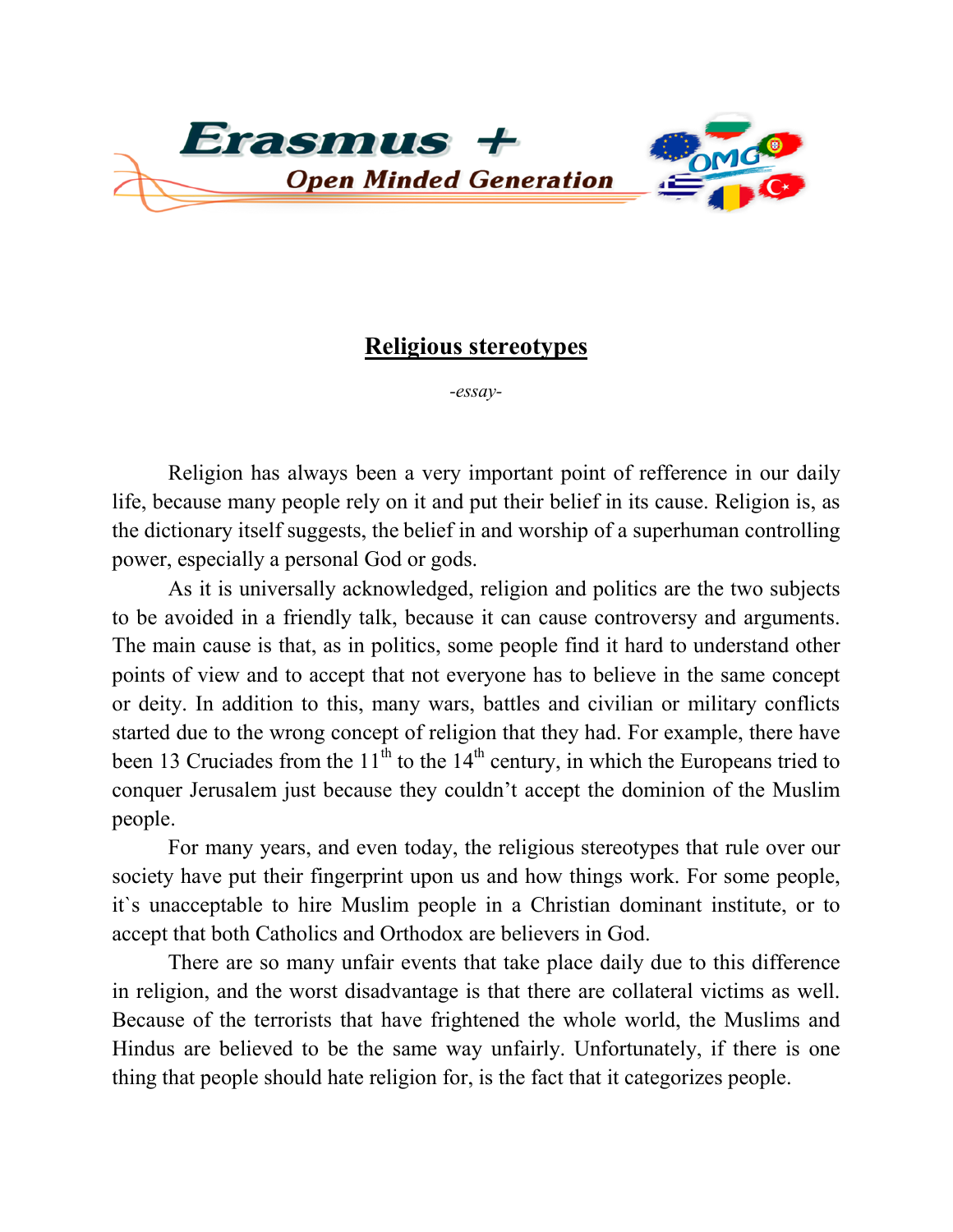Erasmus +

Open Minded Generation

# Religious stereotypes

*-essay-*

Religion has always been a very important point of refference in our daily life, because many people rely on it and put their belief in its cause. Religion is, as the dictionary itself suggests, the belief in and worship of a superhuman controlling power, especially a personal God or gods.

As it is universally acknowledged, religion and politics are the two subjects to be avoided in a friendly talk, because it can cause controversy and arguments. The main cause is that, as in politics, some people find it hard to understand other points of view and to accept that not everyone has to believe in the same concept or deity. In addition to this, many wars, battles and civilian or military conflicts started due to the wrong concept of religion that they had. For example, there have been 13 Cruciades from the 11th to the 14th century, in which the Europeans tried to conquer Jerusalem just because they couldn't accept the dominion of the Muslim people.

For many years, and even today, the religious stereotypes that rule over our society have put their fingerprint upon us and how things work. For some people, it`s unacceptable to hire Muslim people in a Christian dominant institute, or to accept that both Catholics and Orthodox are believers in God.

There are so many unfair events that take place daily due to this difference in religion, and the worst disadvantage is that there are collateral victims as well. Because of the terrorists that have frightened the whole world, the Muslims and Hindus are believed to be the same way unfairly. Unfortunately, if there is one thing that people should hate religion for, is the fact that it categorizes people.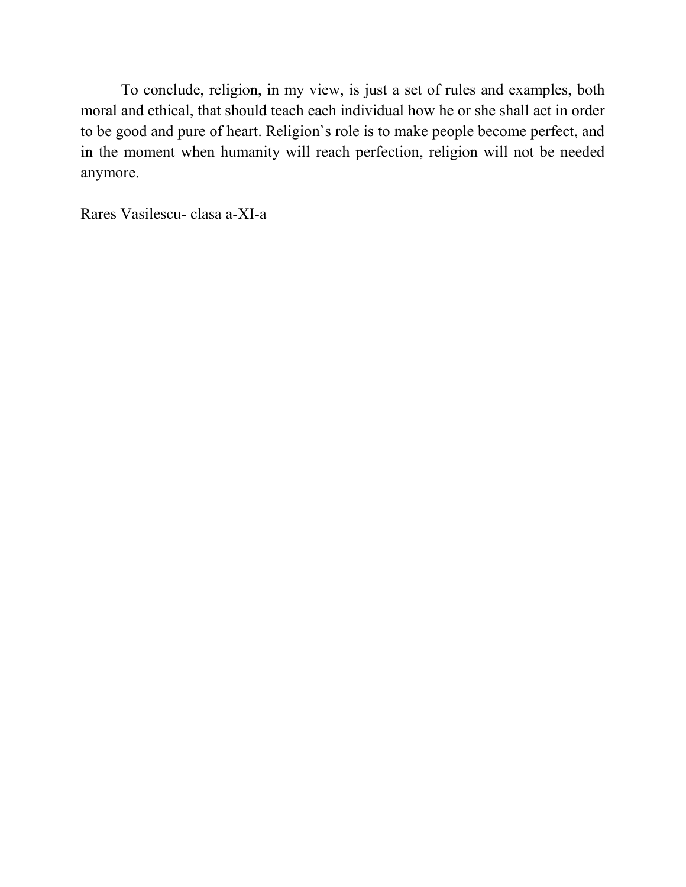To conclude, religion, in my view, is just a set of rules and examples, both moral and ethical, that should teach each individual how he or she shall act in order to be good and pure of heart. Religion`s role is to make people become perfect, and in the moment when humanity will reach perfection, religion will not be needed anymore.

Rares Vasilescu- clasa a-XI-a